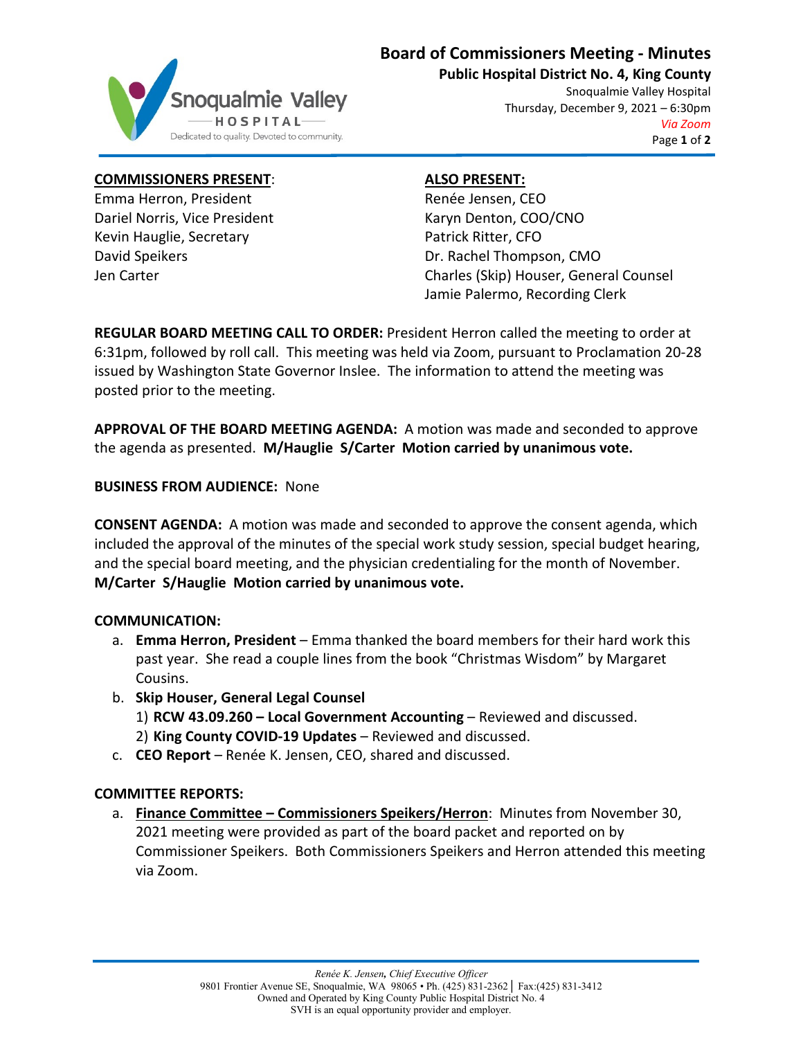# Board of Commissioners Meeting - Minutes

**Public Hospital District No. 4, King County**

Snoqualmie Valley Hospital
Thursday, December 9, 2021 – 6:30pm
*Via Zoom*

**COMMISSIONERS PRESENT:**

Emma Herron, President
Dariel Norris, Vice President
Kevin Hauglie, Secretary
David Speikers
Jen Carter

**ALSO PRESENT:**

Renée Jensen, CEO
Karyn Denton, COO/CNO
Patrick Ritter, CFO
Dr. Rachel Thompson, CMO
Charles (Skip) Houser, General Counsel
Jamie Palermo, Recording Clerk

**REGULAR BOARD MEETING CALL TO ORDER:** President Herron called the meeting to order at 6:31pm, followed by roll call. This meeting was held via Zoom, pursuant to Proclamation 20-28 issued by Washington State Governor Inslee. The information to attend the meeting was posted prior to the meeting.

**APPROVAL OF THE BOARD MEETING AGENDA:** A motion was made and seconded to approve the agenda as presented. **M/Hauglie S/Carter Motion carried by unanimous vote.**

**BUSINESS FROM AUDIENCE:** None

**CONSENT AGENDA:** A motion was made and seconded to approve the consent agenda, which included the approval of the minutes of the special work study session, special budget hearing, and the special board meeting, and the physician credentialing for the month of November. **M/Carter S/Hauglie Motion carried by unanimous vote.**

**COMMUNICATION:**

a. **Emma Herron, President** – Emma thanked the board members for their hard work this past year. She read a couple lines from the book "Christmas Wisdom" by Margaret Cousins.
b. **Skip Houser, General Legal Counsel**
   1) **RCW 43.09.260 – Local Government Accounting** – Reviewed and discussed.
   2) **King County COVID-19 Updates** – Reviewed and discussed.
c. **CEO Report** – Renée K. Jensen, CEO, shared and discussed.

**COMMITTEE REPORTS:**

a. **Finance Committee – Commissioners Speikers/Herron**: Minutes from November 30, 2021 meeting were provided as part of the board packet and reported on by Commissioner Speikers. Both Commissioners Speikers and Herron attended this meeting via Zoom.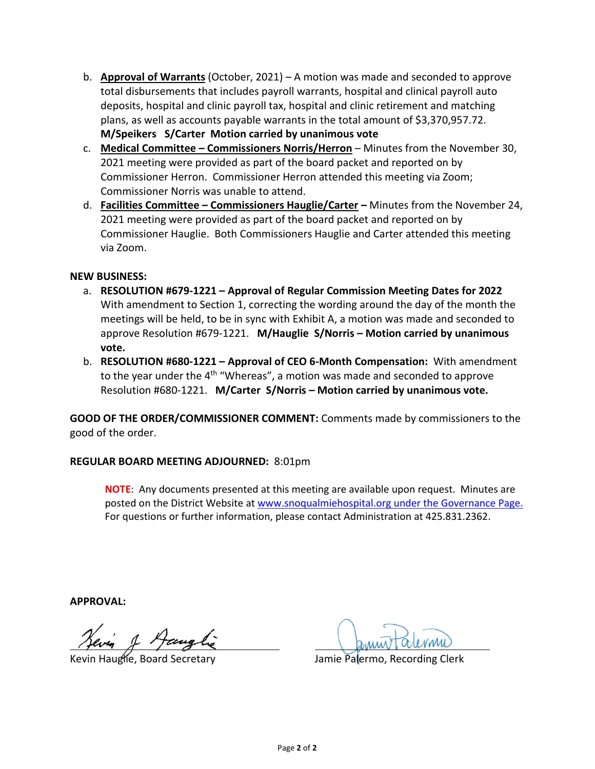b. **Approval of Warrants** (October, 2021) – A motion was made and seconded to approve total disbursements that includes payroll warrants, hospital and clinical payroll auto deposits, hospital and clinic payroll tax, hospital and clinic retirement and matching plans, as well as accounts payable warrants in the total amount of $3,370,957.72. **M/Speikers S/Carter Motion carried by unanimous vote**

c. **Medical Committee – Commissioners Norris/Herron** – Minutes from the November 30, 2021 meeting were provided as part of the board packet and reported on by Commissioner Herron. Commissioner Herron attended this meeting via Zoom; Commissioner Norris was unable to attend.

d. **Facilities Committee – Commissioners Hauglie/Carter –** Minutes from the November 24, 2021 meeting were provided as part of the board packet and reported on by Commissioner Hauglie. Both Commissioners Hauglie and Carter attended this meeting via Zoom.

**NEW BUSINESS:**

a. **RESOLUTION #679-1221 – Approval of Regular Commission Meeting Dates for 2022** With amendment to Section 1, correcting the wording around the day of the month the meetings will be held, to be in sync with Exhibit A, a motion was made and seconded to approve Resolution #679-1221. **M/Hauglie S/Norris – Motion carried by unanimous vote.**

b. **RESOLUTION #680-1221 – Approval of CEO 6-Month Compensation:** With amendment to the year under the 4th "Whereas", a motion was made and seconded to approve Resolution #680-1221. **M/Carter S/Norris – Motion carried by unanimous vote.**

**GOOD OF THE ORDER/COMMISSIONER COMMENT:** Comments made by commissioners to the good of the order.

**REGULAR BOARD MEETING ADJOURNED:** 8:01pm

**NOTE**: Any documents presented at this meeting are available upon request. Minutes are posted on the District Website at www.snoqualmiehospital.org under the Governance Page. For questions or further information, please contact Administration at 425.831.2362.

**APPROVAL:**

Kevin Hauglie, Board Secretary

Jamie Palermo, Recording Clerk